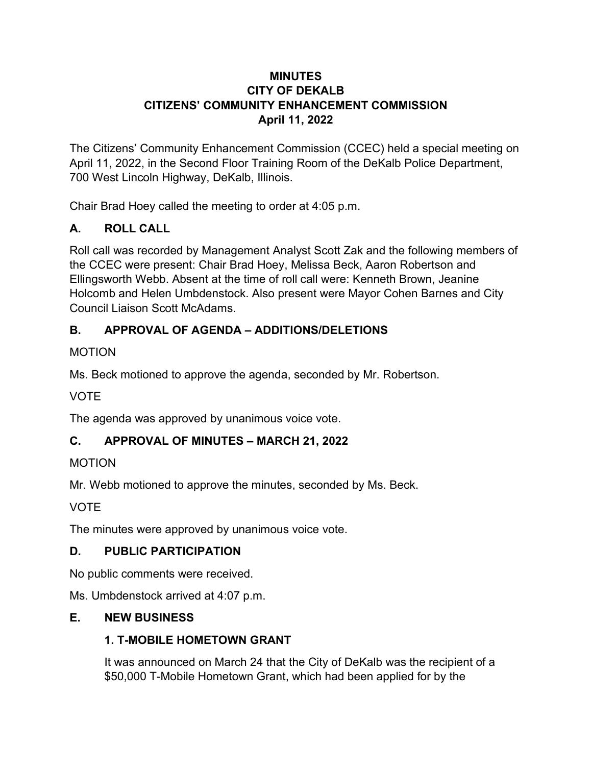# MINUTES
# CITY OF DEKALB
# CITIZENS' COMMUNITY ENHANCEMENT COMMISSION
# April 11, 2022

The Citizens' Community Enhancement Commission (CCEC) held a special meeting on April 11, 2022, in the Second Floor Training Room of the DeKalb Police Department, 700 West Lincoln Highway, DeKalb, Illinois.

Chair Brad Hoey called the meeting to order at 4:05 p.m.

## A. ROLL CALL

Roll call was recorded by Management Analyst Scott Zak and the following members of the CCEC were present: Chair Brad Hoey, Melissa Beck, Aaron Robertson and Ellingsworth Webb. Absent at the time of roll call were: Kenneth Brown, Jeanine Holcomb and Helen Umbdenstock. Also present were Mayor Cohen Barnes and City Council Liaison Scott McAdams.

## B. APPROVAL OF AGENDA – ADDITIONS/DELETIONS

MOTION

Ms. Beck motioned to approve the agenda, seconded by Mr. Robertson.

VOTE

The agenda was approved by unanimous voice vote.

## C. APPROVAL OF MINUTES – MARCH 21, 2022

MOTION

Mr. Webb motioned to approve the minutes, seconded by Ms. Beck.

VOTE

The minutes were approved by unanimous voice vote.

## D. PUBLIC PARTICIPATION

No public comments were received.

Ms. Umbdenstock arrived at 4:07 p.m.

## E. NEW BUSINESS

### 1. T-MOBILE HOMETOWN GRANT

It was announced on March 24 that the City of DeKalb was the recipient of a $50,000 T-Mobile Hometown Grant, which had been applied for by the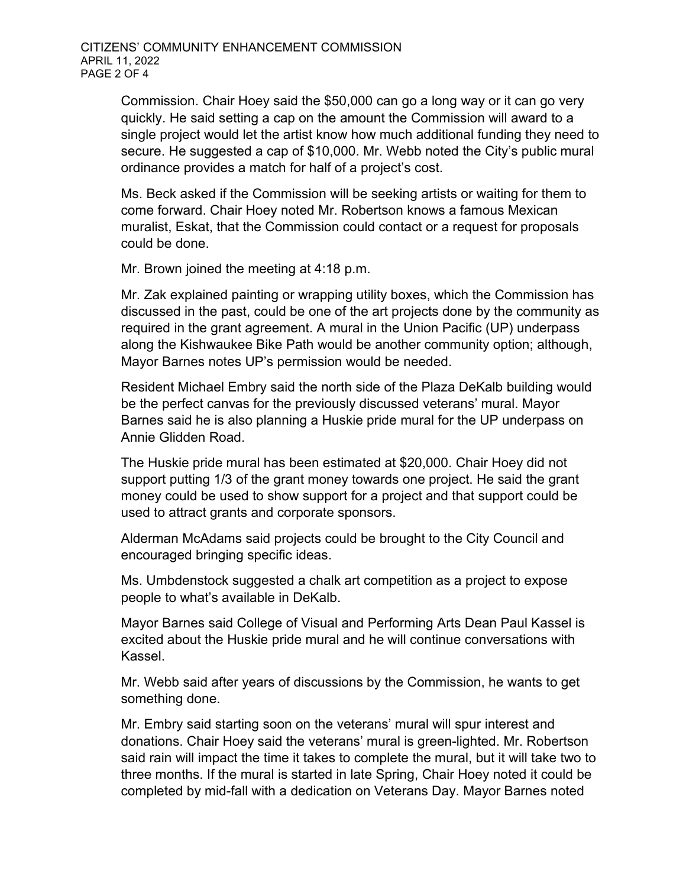Commission. Chair Hoey said the $50,000 can go a long way or it can go very quickly. He said setting a cap on the amount the Commission will award to a single project would let the artist know how much additional funding they need to secure. He suggested a cap of $10,000. Mr. Webb noted the City's public mural ordinance provides a match for half of a project's cost.

Ms. Beck asked if the Commission will be seeking artists or waiting for them to come forward. Chair Hoey noted Mr. Robertson knows a famous Mexican muralist, Eskat, that the Commission could contact or a request for proposals could be done.

Mr. Brown joined the meeting at 4:18 p.m.

Mr. Zak explained painting or wrapping utility boxes, which the Commission has discussed in the past, could be one of the art projects done by the community as required in the grant agreement. A mural in the Union Pacific (UP) underpass along the Kishwaukee Bike Path would be another community option; although, Mayor Barnes notes UP's permission would be needed.

Resident Michael Embry said the north side of the Plaza DeKalb building would be the perfect canvas for the previously discussed veterans' mural. Mayor Barnes said he is also planning a Huskie pride mural for the UP underpass on Annie Glidden Road.

The Huskie pride mural has been estimated at $20,000. Chair Hoey did not support putting 1/3 of the grant money towards one project. He said the grant money could be used to show support for a project and that support could be used to attract grants and corporate sponsors.

Alderman McAdams said projects could be brought to the City Council and encouraged bringing specific ideas.

Ms. Umbdenstock suggested a chalk art competition as a project to expose people to what's available in DeKalb.

Mayor Barnes said College of Visual and Performing Arts Dean Paul Kassel is excited about the Huskie pride mural and he will continue conversations with Kassel.

Mr. Webb said after years of discussions by the Commission, he wants to get something done.

Mr. Embry said starting soon on the veterans' mural will spur interest and donations. Chair Hoey said the veterans' mural is green-lighted. Mr. Robertson said rain will impact the time it takes to complete the mural, but it will take two to three months. If the mural is started in late Spring, Chair Hoey noted it could be completed by mid-fall with a dedication on Veterans Day. Mayor Barnes noted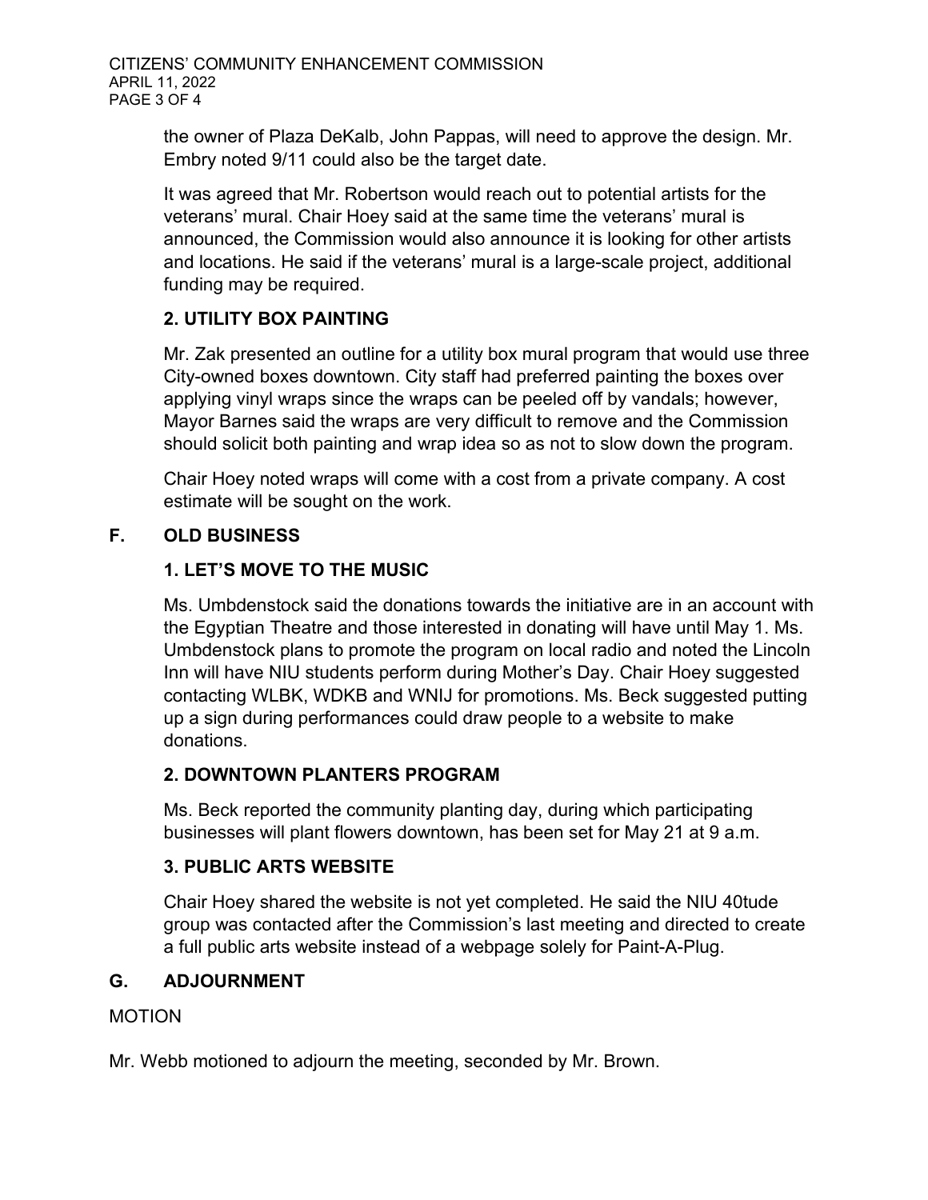the owner of Plaza DeKalb, John Pappas, will need to approve the design. Mr. Embry noted 9/11 could also be the target date.

It was agreed that Mr. Robertson would reach out to potential artists for the veterans' mural. Chair Hoey said at the same time the veterans' mural is announced, the Commission would also announce it is looking for other artists and locations. He said if the veterans' mural is a large-scale project, additional funding may be required.

### 2. UTILITY BOX PAINTING

Mr. Zak presented an outline for a utility box mural program that would use three City-owned boxes downtown. City staff had preferred painting the boxes over applying vinyl wraps since the wraps can be peeled off by vandals; however, Mayor Barnes said the wraps are very difficult to remove and the Commission should solicit both painting and wrap idea so as not to slow down the program.

Chair Hoey noted wraps will come with a cost from a private company. A cost estimate will be sought on the work.

## F. OLD BUSINESS

### 1. LET'S MOVE TO THE MUSIC

Ms. Umbdenstock said the donations towards the initiative are in an account with the Egyptian Theatre and those interested in donating will have until May 1. Ms. Umbdenstock plans to promote the program on local radio and noted the Lincoln Inn will have NIU students perform during Mother's Day. Chair Hoey suggested contacting WLBK, WDKB and WNIJ for promotions. Ms. Beck suggested putting up a sign during performances could draw people to a website to make donations.

### 2. DOWNTOWN PLANTERS PROGRAM

Ms. Beck reported the community planting day, during which participating businesses will plant flowers downtown, has been set for May 21 at 9 a.m.

### 3. PUBLIC ARTS WEBSITE

Chair Hoey shared the website is not yet completed. He said the NIU 40tude group was contacted after the Commission's last meeting and directed to create a full public arts website instead of a webpage solely for Paint-A-Plug.

## G. ADJOURNMENT

MOTION

Mr. Webb motioned to adjourn the meeting, seconded by Mr. Brown.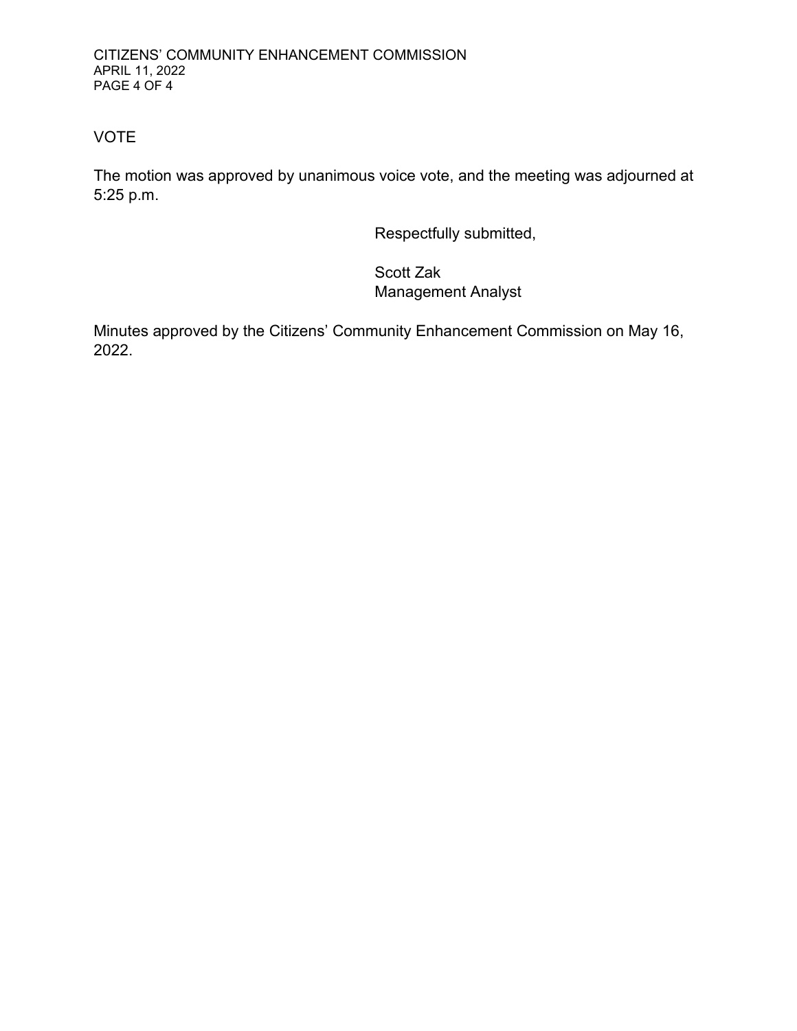VOTE

The motion was approved by unanimous voice vote, and the meeting was adjourned at 5:25 p.m.

Respectfully submitted,

Scott Zak
Management Analyst

Minutes approved by the Citizens' Community Enhancement Commission on May 16, 2022.